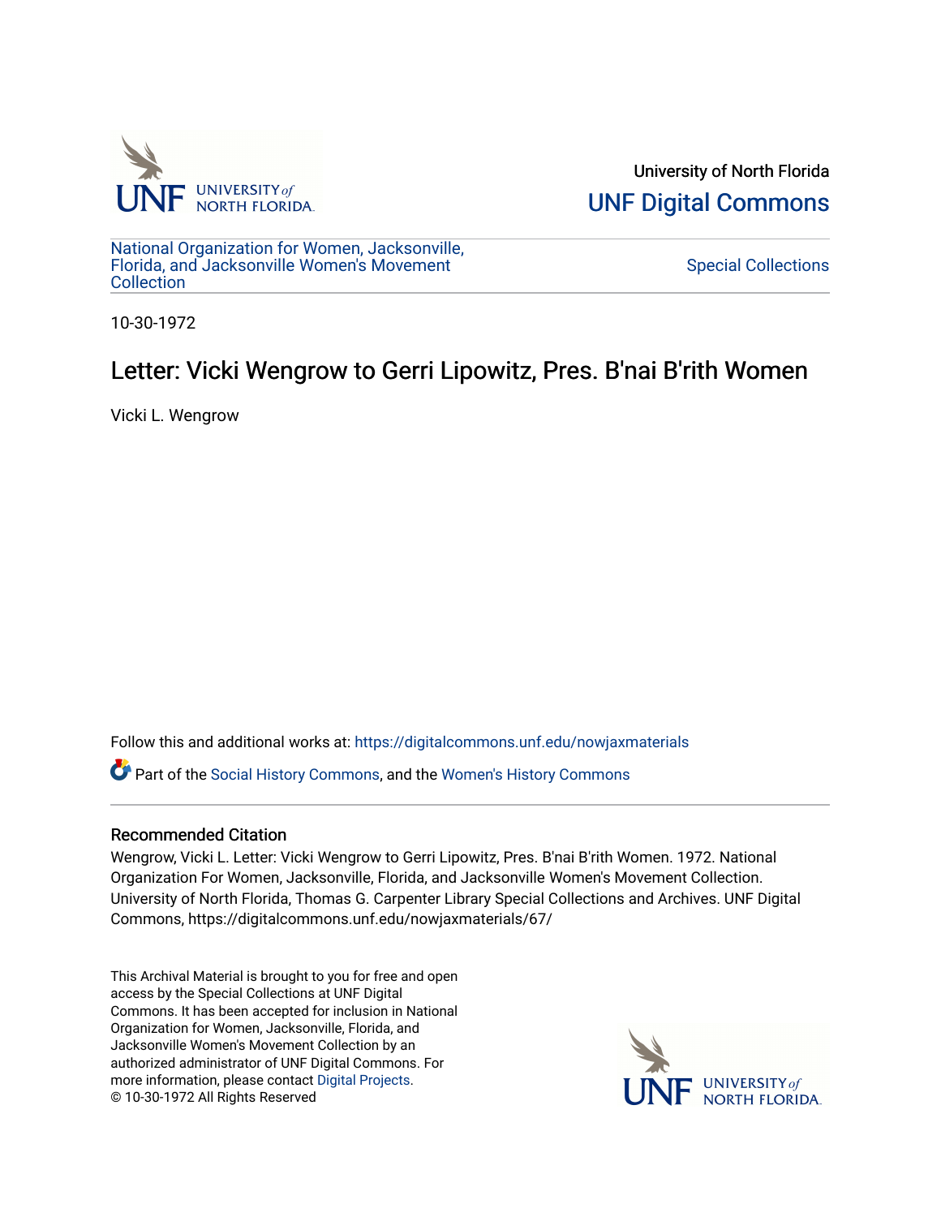University of North Florida

UNF Digital Commons

National Organization for Women, Jacksonville, Florida, and Jacksonville Women's Movement Collection

Special Collections

10-30-1972

# Letter: Vicki Wengrow to Gerri Lipowitz, Pres. B'nai B'rith Women

Vicki L. Wengrow

Follow this and additional works at: https://digitalcommons.unf.edu/nowjaxmaterials

Part of the Social History Commons, and the Women's History Commons

## Recommended Citation

Wengrow, Vicki L. Letter: Vicki Wengrow to Gerri Lipowitz, Pres. B'nai B'rith Women. 1972. National Organization For Women, Jacksonville, Florida, and Jacksonville Women's Movement Collection. University of North Florida, Thomas G. Carpenter Library Special Collections and Archives. UNF Digital Commons, https://digitalcommons.unf.edu/nowjaxmaterials/67/

This Archival Material is brought to you for free and open access by the Special Collections at UNF Digital Commons. It has been accepted for inclusion in National Organization for Women, Jacksonville, Florida, and Jacksonville Women's Movement Collection by an authorized administrator of UNF Digital Commons. For more information, please contact Digital Projects.
© 10-30-1972 All Rights Reserved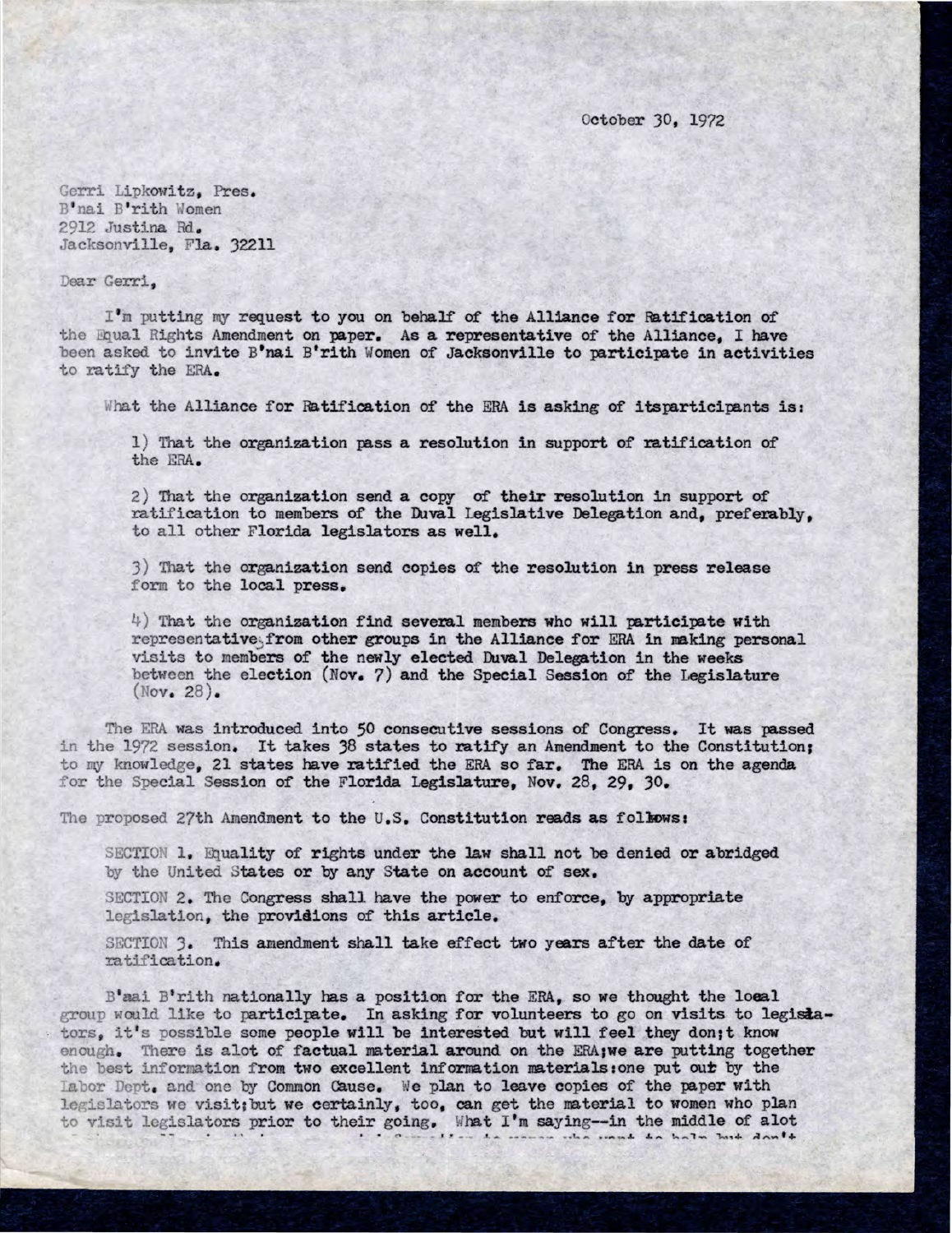October 30, 1972

Gerri Lipkowitz, Pres.
B'nai B'rith Women
2912 Justina Rd.
Jacksonville, Fla. 32211

Dear Gerri,

I'm putting my request to you on behalf of the Alliance for Ratification of the Equal Rights Amendment on paper. As a representative of the Alliance, I have been asked to invite B'nai B'rith Women of Jacksonville to participate in activities to ratify the ERA.

What the Alliance for Ratification of the ERA is asking of itsparticipants is:

1) That the organization pass a resolution in support of ratification of the ERA.

2) That the organization send a copy of their resolution in support of ratification to members of the Duval Legislative Delegation and, preferably, to all other Florida legislators as well.

3) That the organization send copies of the resolution in press release form to the local press.

4) That the organization find several members who will participate with representatives from other groups in the Alliance for ERA in making personal visits to members of the newly elected Duval Delegation in the weeks between the election (Nov. 7) and the Special Session of the Legislature (Nov. 28).

The ERA was introduced into 50 consecutive sessions of Congress. It was passed in the 1972 session. It takes 38 states to ratify an Amendment to the Constitution; to my knowledge, 21 states have ratified the ERA so far. The ERA is on the agenda for the Special Session of the Florida Legislature, Nov. 28, 29, 30.

The proposed 27th Amendment to the U.S. Constitution reads as follows:

SECTION 1. Equality of rights under the law shall not be denied or abridged by the United States or by any State on account of sex.

SECTION 2. The Congress shall have the power to enforce, by appropriate legislation, the providions of this article.

SECTION 3. This amendment shall take effect two years after the date of ratification.

B'nai B'rith nationally has a position for the ERA, so we thought the local group would like to participate. In asking for volunteers to go on visits to legislators, it's possible some people will be interested but will feel they don;t know enough. There is alot of factual material around on the ERA;we are putting together the best information from two excellent information materials:one put out by the Labor Dept. and one by Common Cause. We plan to leave copies of the paper with legislators we visit;but we certainly, too, can get the material to women who plan to visit legislators prior to their going. What I'm saying--in the middle of alot